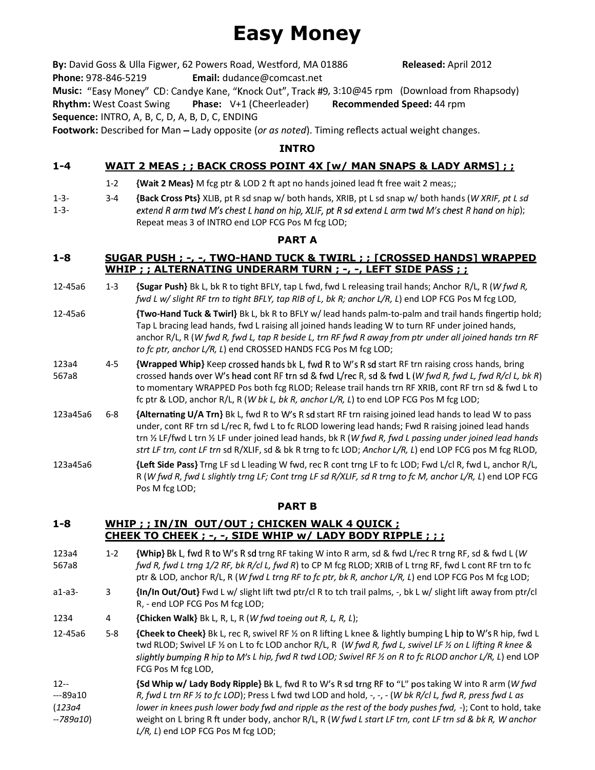# Easy Money

**By:** David Goss & Ulla Figwer, 62 Powers Road, Westford, MA 01886 **Released:** April 2012
**Phone:** 978-846-5219 **Email:** dudance@comcast.net
**Music:** "Easy Money" CD: Candye Kane, "Knock Out", Track #9, 3:10@45 rpm (Download from Rhapsody)
**Rhythm:** West Coast Swing **Phase:** V+1 (Cheerleader) **Recommended Speed:** 44 rpm
**Sequence:** INTRO, A, B, C, D, A, B, D, C, ENDING
**Footwork:** Described for Man – Lady opposite (*or as noted*). Timing reflects actual weight changes.

## INTRO

### 1-4 WAIT 2 MEAS ; ; BACK CROSS POINT 4X [w/ MAN SNAPS & LADY ARMS] ; ;

1-2 **{Wait 2 Meas}** M fcg ptr & LOD 2 ft apt no hands joined lead ft free wait 2 meas;;

1-3-
1-3- 3-4 **{Back Cross Pts}** XLIB, pt R sd snap w/ both hands, XRIB, pt L sd snap w/ both hands (*W XRIF, pt L sd extend R arm twd M's chest L hand on hip, XLIF, pt R sd extend L arm twd M's chest R hand on hip*); Repeat meas 3 of INTRO end LOP FCG Pos M fcg LOD;

## PART A

### 1-8 SUGAR PUSH ; -, -, TWO-HAND TUCK & TWIRL ; ; [CROSSED HANDS] WRAPPED WHIP ; ; ALTERNATING UNDERARM TURN ; -, -, LEFT SIDE PASS ; ;

12-45a6 1-3 **{Sugar Push}** Bk L, bk R to tight BFLY, tap L fwd, fwd L releasing trail hands; Anchor R/L, R (*W fwd R, fwd L w/ slight RF trn to tight BFLY, tap RIB of L, bk R; anchor L/R, L*) end LOP FCG Pos M fcg LOD,

12-45a6 **{Two-Hand Tuck & Twirl}** Bk L, bk R to BFLY w/ lead hands palm-to-palm and trail hands fingertip hold; Tap L bracing lead hands, fwd L raising all joined hands leading W to turn RF under joined hands, anchor R/L, R (*W fwd R, fwd L, tap R beside L, trn RF fwd R away from ptr under all joined hands trn RF to fc ptr, anchor L/R, L*) end CROSSED HANDS FCG Pos M fcg LOD;

123a4
567a8 4-5 **{Wrapped Whip}** Keep crossed hands bk L, fwd R to W's R sd start RF trn raising cross hands, bring crossed hands over W's head cont RF trn sd & fwd L/rec R, sd & fwd L (*W fwd R, fwd L, fwd R/cl L, bk R*) to momentary WRAPPED Pos both fcg RLOD; Release trail hands trn RF XRIB, cont RF trn sd & fwd L to fc ptr & LOD, anchor R/L, R (*W bk L, bk R, anchor L/R, L*) to end LOP FCG Pos M fcg LOD;

123a45a6 6-8 **{Alternating U/A Trn}** Bk L, fwd R to W's R sd start RF trn raising joined lead hands to lead W to pass under, cont RF trn sd L/rec R, fwd L to fc RLOD lowering lead hands; Fwd R raising joined lead hands trn ½ LF/fwd L trn ½ LF under joined lead hands, bk R (*W fwd R, fwd L passing under joined lead hands strt LF trn, cont LF trn sd R/XLIF, sd & bk R trng to fc LOD; Anchor L/R, L*) end LOP FCG pos M fcg RLOD,

123a45a6 **{Left Side Pass}** Trng LF sd L leading W fwd, rec R cont trng LF to fc LOD; Fwd L/cl R, fwd L, anchor R/L, R (*W fwd R, fwd L slightly trng LF; Cont trng LF sd R/XLIF, sd R trng to fc M, anchor L/R, L*) end LOP FCG Pos M fcg LOD;

## PART B

### 1-8 WHIP ; ; IN/IN OUT/OUT ; CHICKEN WALK 4 QUICK ; CHEEK TO CHEEK ; -, -, SIDE WHIP w/ LADY BODY RIPPLE ; ; ;

123a4
567a8 1-2 **{Whip}** Bk L, fwd R to W's R sd trng RF taking W into R arm, sd & fwd L/rec R trng RF, sd & fwd L (*W fwd R, fwd L trng 1/2 RF, bk R/cl L, fwd R*) to CP M fcg RLOD; XRIB of L trng RF, fwd L cont RF trn to fc ptr & LOD, anchor R/L, R (*W fwd L trng RF to fc ptr, bk R, anchor L/R, L*) end LOP FCG Pos M fcg LOD;

a1-a3- 3 **{In/In Out/Out}** Fwd L w/ slight lift twd ptr/cl R to tch trail palms, -, bk L w/ slight lift away from ptr/cl R, - end LOP FCG Pos M fcg LOD;

1234 4 **{Chicken Walk}** Bk L, R, L, R (*W fwd toeing out R, L, R, L*);

12-45a6 5-8 **{Cheek to Cheek}** Bk L, rec R, swivel RF ½ on R lifting L knee & lightly bumping L hip to W's R hip, fwd L twd RLOD; Swivel LF ½ on L to fc LOD anchor R/L, R (*W fwd R, fwd L, swivel LF ½ on L lifting R knee & slightly bumping R hip to M's L hip, fwd R twd LOD; Swivel RF ½ on R to fc RLOD anchor L/R, L*) end LOP FCG Pos M fcg LOD,

12--
---89a10
(*123a4*
*--789a10*) **{Sd Whip w/ Lady Body Ripple}** Bk L, fwd R to W's R sd trng RF to "L" pos taking W into R arm (*W fwd R, fwd L trn RF ½ to fc LOD*); Press L fwd twd LOD and hold, -, -, - (*W bk R/cl L, fwd R, press fwd L as lower in knees push lower body fwd and ripple as the rest of the body pushes fwd,* -); Cont to hold, take weight on L bring R ft under body, anchor R/L, R (*W fwd L start LF trn, cont LF trn sd & bk R, W anchor L/R, L*) end LOP FCG Pos M fcg LOD;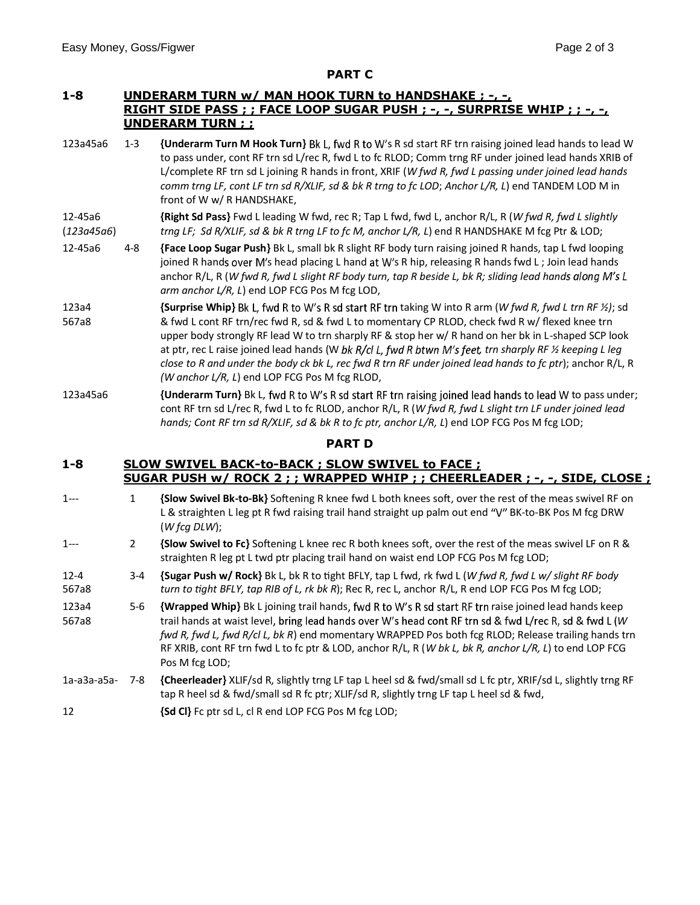## PART C

**1-8 UNDERARM TURN w/ MAN HOOK TURN to HANDSHAKE ; -, -, RIGHT SIDE PASS ; ; FACE LOOP SUGAR PUSH ; -, -, SURPRISE WHIP ; ; -, -, UNDERARM TURN ; ;**

123a45a6 1-3 **{Underarm Turn M Hook Turn}** Bk L, fwd R to W's R sd start RF trn raising joined lead hands to lead W to pass under, cont RF trn sd L/rec R, fwd L to fc RLOD; Comm trng RF under joined lead hands XRIB of L/complete RF trn sd L joining R hands in front, XRIF (*W fwd R, fwd L passing under joined lead hands comm trng LF, cont LF trn sd R/XLIF, sd & bk R trng to fc LOD*; *Anchor L/R, L*) end TANDEM LOD M in front of W w/ R HANDSHAKE,

12-45a6 (*123a45a6*) **{Right Sd Pass}** Fwd L leading W fwd, rec R; Tap L fwd, fwd L, anchor R/L, R (*W fwd R, fwd L slightly trng LF; Sd R/XLIF, sd & bk R trng LF to fc M, anchor L/R, L*) end R HANDSHAKE M fcg Ptr & LOD;

12-45a6 4-8 **{Face Loop Sugar Push}** Bk L, small bk R slight RF body turn raising joined R hands, tap L fwd looping joined R hands over M's head placing L hand at W's R hip, releasing R hands fwd L ; Join lead hands anchor R/L, R (*W fwd R, fwd L slight RF body turn, tap R beside L, bk R; sliding lead hands along M's L arm anchor L/R, L*) end LOP FCG Pos M fcg LOD,

123a4 567a8 **{Surprise Whip}** Bk L, fwd R to W's R sd start RF trn taking W into R arm (*W fwd R, fwd L trn RF ½)*; sd & fwd L cont RF trn/rec fwd R, sd & fwd L to momentary CP RLOD, check fwd R w/ flexed knee trn upper body strongly RF lead W to trn sharply RF & stop her w/ R hand on her bk in L-shaped SCP look at ptr, rec L raise joined lead hands (W *bk R/cl L, fwd R btwn M's feet, trn sharply RF ½ keeping L leg close to R and under the body ck bk L, rec fwd R trn RF under joined lead hands to fc ptr*); anchor R/L, R *(W anchor L/R, L*) end LOP FCG Pos M fcg RLOD,

123a45a6 **{Underarm Turn}** Bk L, fwd R to W's R sd start RF trn raising joined lead hands to lead W to pass under; cont RF trn sd L/rec R, fwd L to fc RLOD, anchor R/L, R (*W fwd R, fwd L slight trn LF under joined lead hands; Cont RF trn sd R/XLIF, sd & bk R to fc ptr, anchor L/R, L*) end LOP FCG Pos M fcg LOD;

## PART D

**1-8 SLOW SWIVEL BACK-to-BACK ; SLOW SWIVEL to FACE ; SUGAR PUSH w/ ROCK 2 ; ; WRAPPED WHIP ; ; CHEERLEADER ; -, -, SIDE, CLOSE ;**

1--- 1 **{Slow Swivel Bk-to-Bk}** Softening R knee fwd L both knees soft, over the rest of the meas swivel RF on L & straighten L leg pt R fwd raising trail hand straight up palm out end "V" BK-to-BK Pos M fcg DRW (*W fcg DLW*);

1--- 2 **{Slow Swivel to Fc}** Softening L knee rec R both knees soft, over the rest of the meas swivel LF on R & straighten R leg pt L twd ptr placing trail hand on waist end LOP FCG Pos M fcg LOD;

12-4 567a8 3-4 **{Sugar Push w/ Rock}** Bk L, bk R to tight BFLY, tap L fwd, rk fwd L (*W fwd R, fwd L w/ slight RF body turn to tight BFLY, tap RIB of L, rk bk R*); Rec R, rec L, anchor R/L, R end LOP FCG Pos M fcg LOD;

123a4 567a8 5-6 **{Wrapped Whip}** Bk L joining trail hands, fwd R to W's R sd start RF trn raise joined lead hands keep trail hands at waist level, bring lead hands over W's head cont RF trn sd & fwd L/rec R, sd & fwd L (*W fwd R, fwd L, fwd R/cl L, bk R*) end momentary WRAPPED Pos both fcg RLOD; Release trailing hands trn RF XRIB, cont RF trn fwd L to fc ptr & LOD, anchor R/L, R (*W bk L, bk R, anchor L/R, L*) to end LOP FCG Pos M fcg LOD;

1a-a3a-a5a- 7-8 **{Cheerleader}** XLIF/sd R, slightly trng LF tap L heel sd & fwd/small sd L fc ptr, XRIF/sd L, slightly trng RF tap R heel sd & fwd/small sd R fc ptr; XLIF/sd R, slightly trng LF tap L heel sd & fwd,

12 **{Sd Cl}** Fc ptr sd L, cl R end LOP FCG Pos M fcg LOD;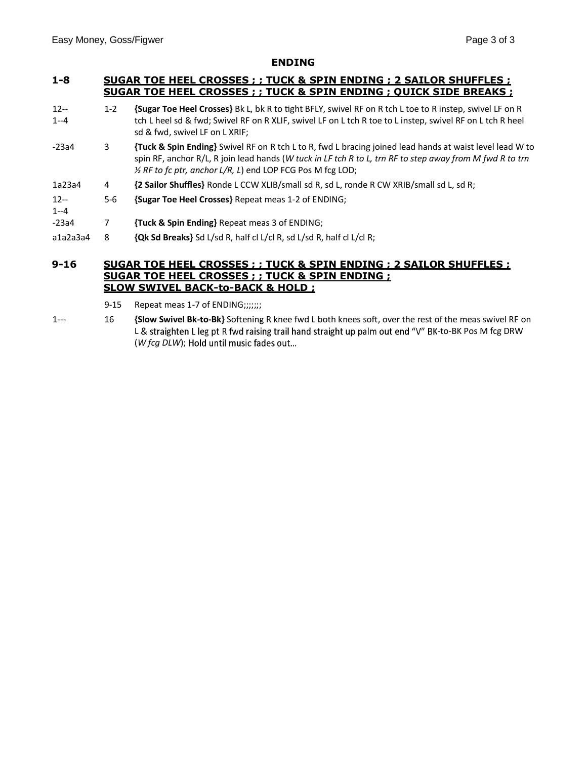## ENDING

### 1-8 SUGAR TOE HEEL CROSSES ; ; TUCK & SPIN ENDING ; 2 SAILOR SHUFFLES ; SUGAR TOE HEEL CROSSES ; ; TUCK & SPIN ENDING ; QUICK SIDE BREAKS ;

| | | |
|---|---|---|
| 12--<br>1--4 | 1-2 | **{Sugar Toe Heel Crosses}** Bk L, bk R to tight BFLY, swivel RF on R tch L toe to R instep, swivel LF on R tch L heel sd & fwd; Swivel RF on R XLIF, swivel LF on L tch R toe to L instep, swivel RF on L tch R heel sd & fwd, swivel LF on L XRIF; |
| -23a4 | 3 | **{Tuck & Spin Ending}** Swivel RF on R tch L to R, fwd L bracing joined lead hands at waist level lead W to spin RF, anchor R/L, R join lead hands (*W tuck in LF tch R to L, trn RF to step away from M fwd R to trn ½ RF to fc ptr, anchor L/R, L*) end LOP FCG Pos M fcg LOD; |
| 1a23a4 | 4 | **{2 Sailor Shuffles}** Ronde L CCW XLIB/small sd R, sd L, ronde R CW XRIB/small sd L, sd R; |
| 12--<br>1--4 | 5-6 | **{Sugar Toe Heel Crosses}** Repeat meas 1-2 of ENDING; |
| -23a4 | 7 | **{Tuck & Spin Ending}** Repeat meas 3 of ENDING; |
| a1a2a3a4 | 8 | **{Qk Sd Breaks}** Sd L/sd R, half cl L/cl R, sd L/sd R, half cl L/cl R; |

### 9-16 SUGAR TOE HEEL CROSSES ; ; TUCK & SPIN ENDING ; 2 SAILOR SHUFFLES ; SUGAR TOE HEEL CROSSES ; ; TUCK & SPIN ENDING ; SLOW SWIVEL BACK-to-BACK & HOLD ;

| | | |
|---|---|---|
| | 9-15 | Repeat meas 1-7 of ENDING;;;;;;; |
| 1--- | 16 | **{Slow Swivel Bk-to-Bk}** Softening R knee fwd L both knees soft, over the rest of the meas swivel RF on L & straighten L leg pt R fwd raising trail hand straight up palm out end "V" BK-to-BK Pos M fcg DRW (*W fcg DLW*); Hold until music fades out… |